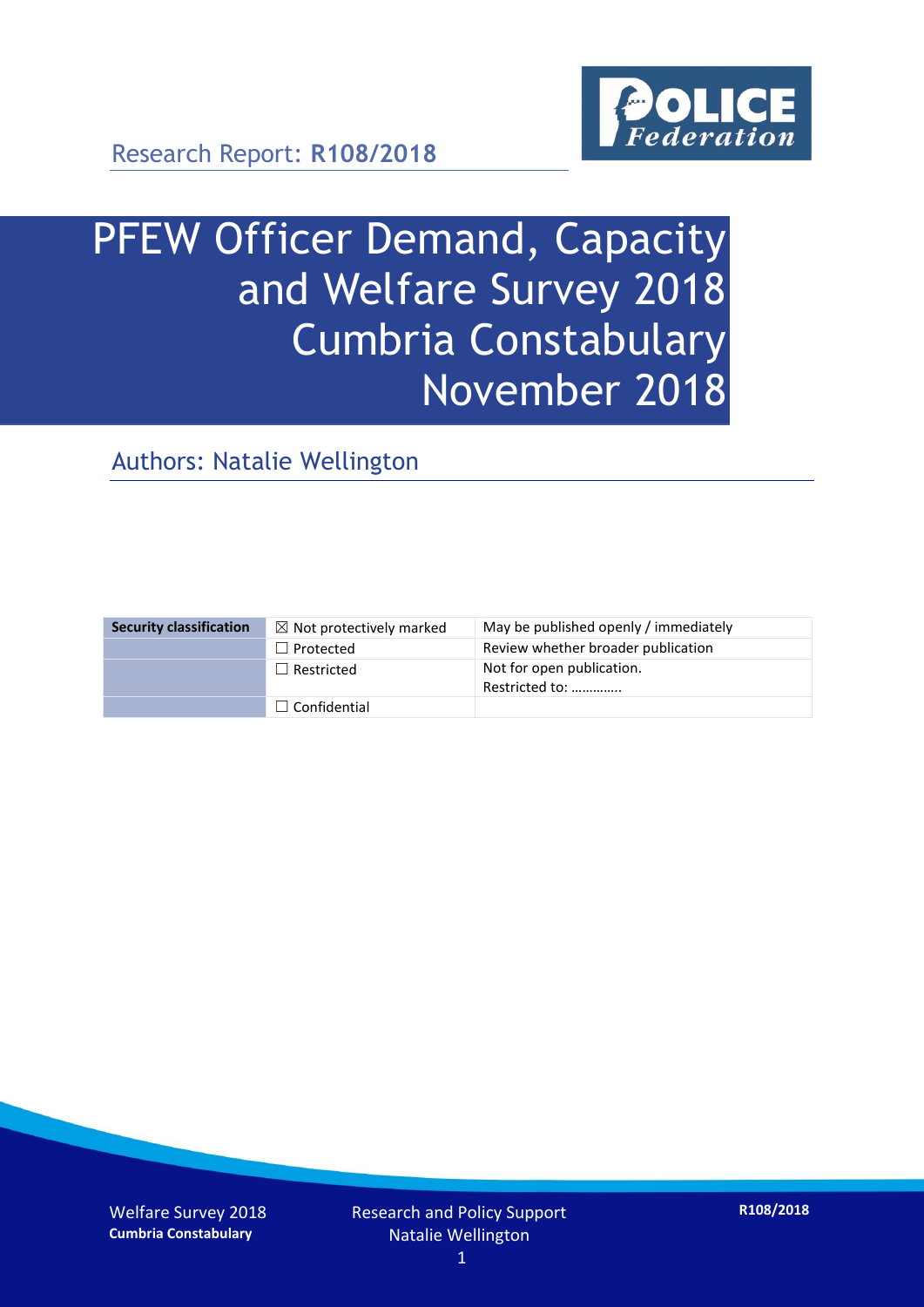Research Report: **R108/2018**

# PFEW Officer Demand, Capacity and Welfare Survey 2018 Cumbria Constabulary November 2018

## Authors: Natalie Wellington

| Security classification | ☒ Not protectively marked | May be published openly / immediately |
|---|---|---|
| | ☐ Protected | Review whether broader publication |
| | ☐ Restricted | Not for open publication. Restricted to: ………….. |
| | ☐ Confidential | |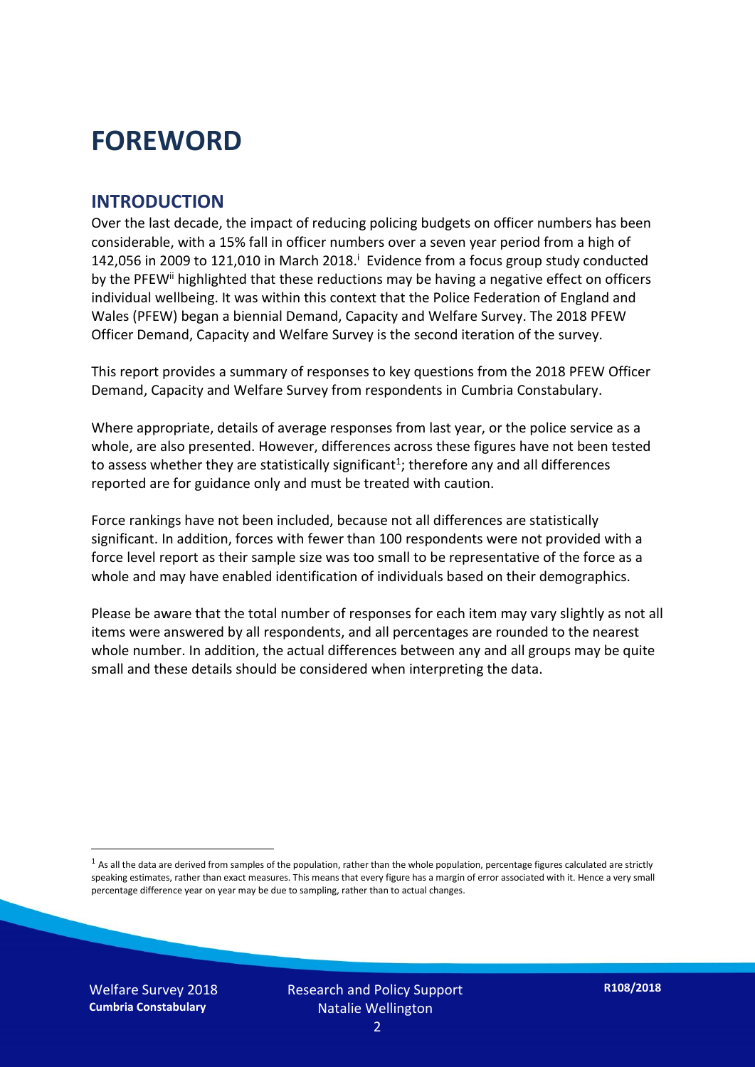# FOREWORD

## INTRODUCTION

Over the last decade, the impact of reducing policing budgets on officer numbers has been considerable, with a 15% fall in officer numbers over a seven year period from a high of 142,056 in 2009 to 121,010 in March 2018.[i] Evidence from a focus group study conducted by the PFEW[ii] highlighted that these reductions may be having a negative effect on officers individual wellbeing. It was within this context that the Police Federation of England and Wales (PFEW) began a biennial Demand, Capacity and Welfare Survey. The 2018 PFEW Officer Demand, Capacity and Welfare Survey is the second iteration of the survey.

This report provides a summary of responses to key questions from the 2018 PFEW Officer Demand, Capacity and Welfare Survey from respondents in Cumbria Constabulary.

Where appropriate, details of average responses from last year, or the police service as a whole, are also presented. However, differences across these figures have not been tested to assess whether they are statistically significant[1]; therefore any and all differences reported are for guidance only and must be treated with caution.

Force rankings have not been included, because not all differences are statistically significant. In addition, forces with fewer than 100 respondents were not provided with a force level report as their sample size was too small to be representative of the force as a whole and may have enabled identification of individuals based on their demographics.

Please be aware that the total number of responses for each item may vary slightly as not all items were answered by all respondents, and all percentages are rounded to the nearest whole number. In addition, the actual differences between any and all groups may be quite small and these details should be considered when interpreting the data.

[1] As all the data are derived from samples of the population, rather than the whole population, percentage figures calculated are strictly speaking estimates, rather than exact measures. This means that every figure has a margin of error associated with it. Hence a very small percentage difference year on year may be due to sampling, rather than to actual changes.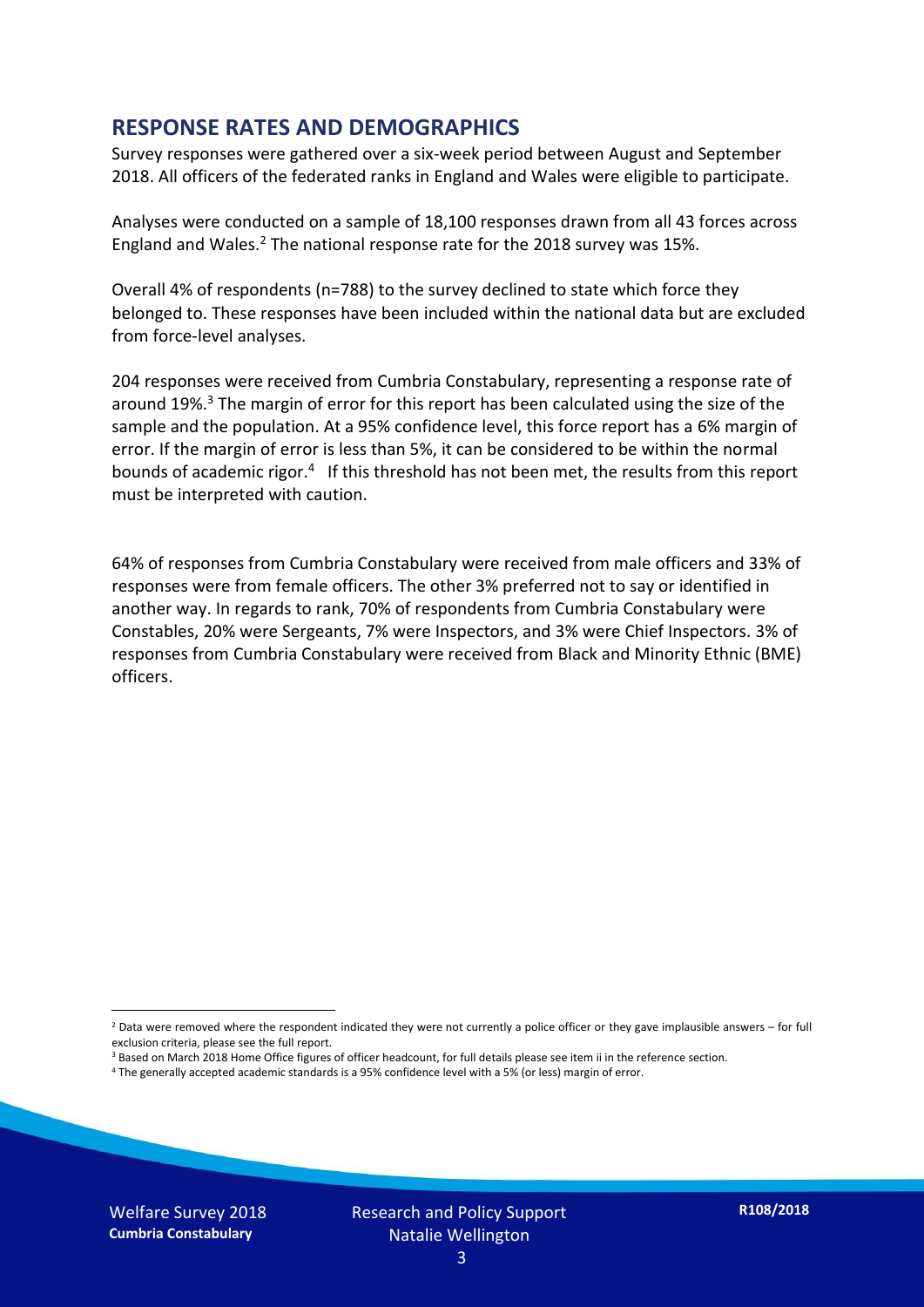## RESPONSE RATES AND DEMOGRAPHICS

Survey responses were gathered over a six-week period between August and September 2018. All officers of the federated ranks in England and Wales were eligible to participate.

Analyses were conducted on a sample of 18,100 responses drawn from all 43 forces across England and Wales.[2] The national response rate for the 2018 survey was 15%.

Overall 4% of respondents (n=788) to the survey declined to state which force they belonged to. These responses have been included within the national data but are excluded from force-level analyses.

204 responses were received from Cumbria Constabulary, representing a response rate of around 19%.[3] The margin of error for this report has been calculated using the size of the sample and the population. At a 95% confidence level, this force report has a 6% margin of error. If the margin of error is less than 5%, it can be considered to be within the normal bounds of academic rigor.[4] If this threshold has not been met, the results from this report must be interpreted with caution.

64% of responses from Cumbria Constabulary were received from male officers and 33% of responses were from female officers. The other 3% preferred not to say or identified in another way. In regards to rank, 70% of respondents from Cumbria Constabulary were Constables, 20% were Sergeants, 7% were Inspectors, and 3% were Chief Inspectors. 3% of responses from Cumbria Constabulary were received from Black and Minority Ethnic (BME) officers.

---

[2] Data were removed where the respondent indicated they were not currently a police officer or they gave implausible answers – for full exclusion criteria, please see the full report.

[3] Based on March 2018 Home Office figures of officer headcount, for full details please see item ii in the reference section.

[4] The generally accepted academic standards is a 95% confidence level with a 5% (or less) margin of error.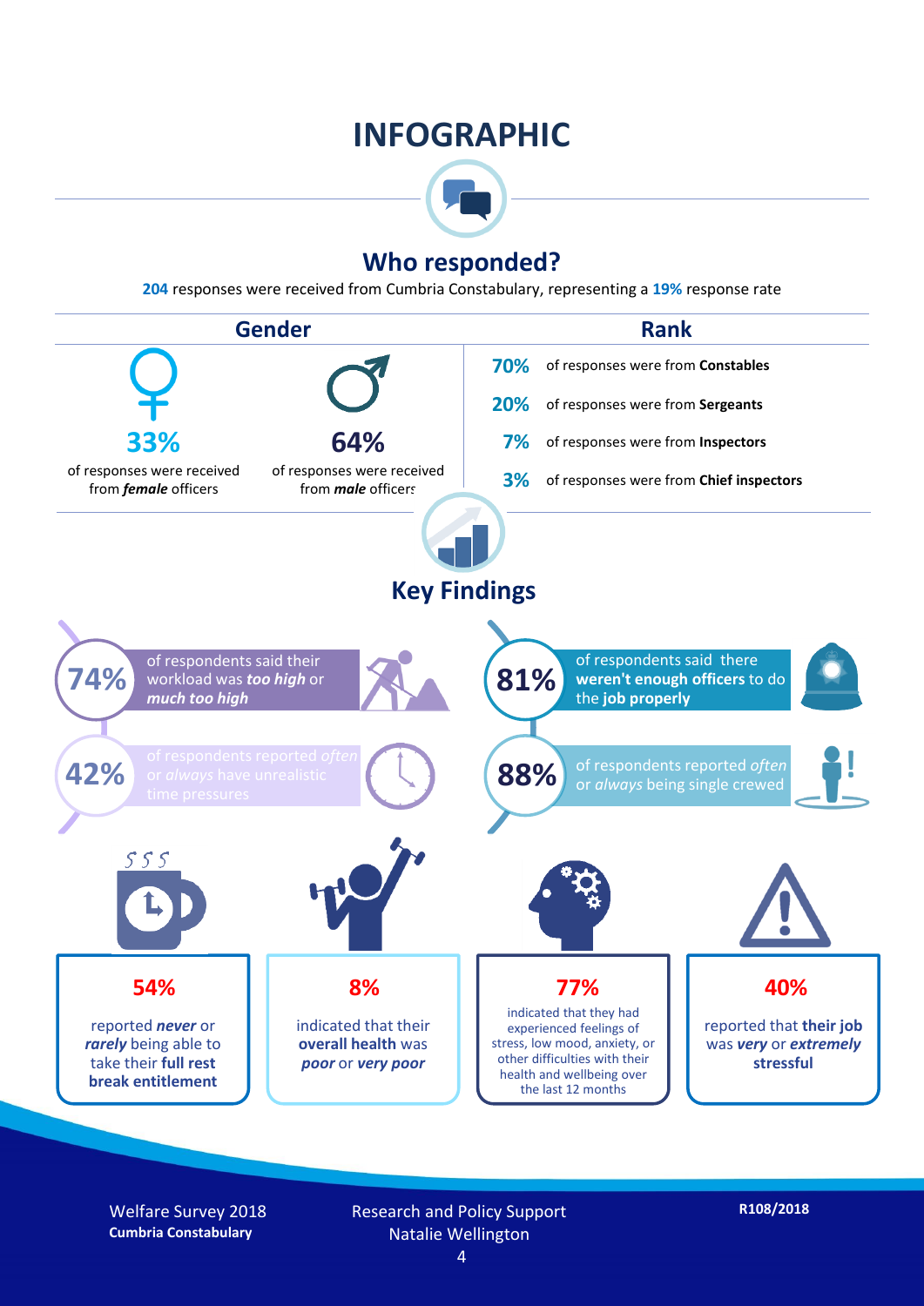# INFOGRAPHIC

## Who responded?

**204** responses were received from Cumbria Constabulary, representing a **19%** response rate

### Gender

**33%** of responses were received from ***female*** officers

**64%** of responses were received from ***male*** officers

### Rank

**70%** of responses were from **Constables**

**20%** of responses were from **Sergeants**

**7%** of responses were from **Inspectors**

**3%** of responses were from **Chief inspectors**

## Key Findings

**74%** of respondents said their workload was ***too high*** or ***much too high***

**81%** of respondents said there **weren't enough officers** to do the **job properly**

**42%** of respondents reported *often* or *always* have unrealistic time pressures

**88%** of respondents reported *often* or *always* being single crewed

**54%** reported ***never*** or ***rarely*** being able to take their **full rest break entitlement**

**8%** indicated that their **overall health** was ***poor*** or ***very poor***

**77%** indicated that they had experienced feelings of stress, low mood, anxiety, or other difficulties with their health and wellbeing over the last 12 months

**40%** reported that **their job** was ***very*** or ***extremely*** **stressful**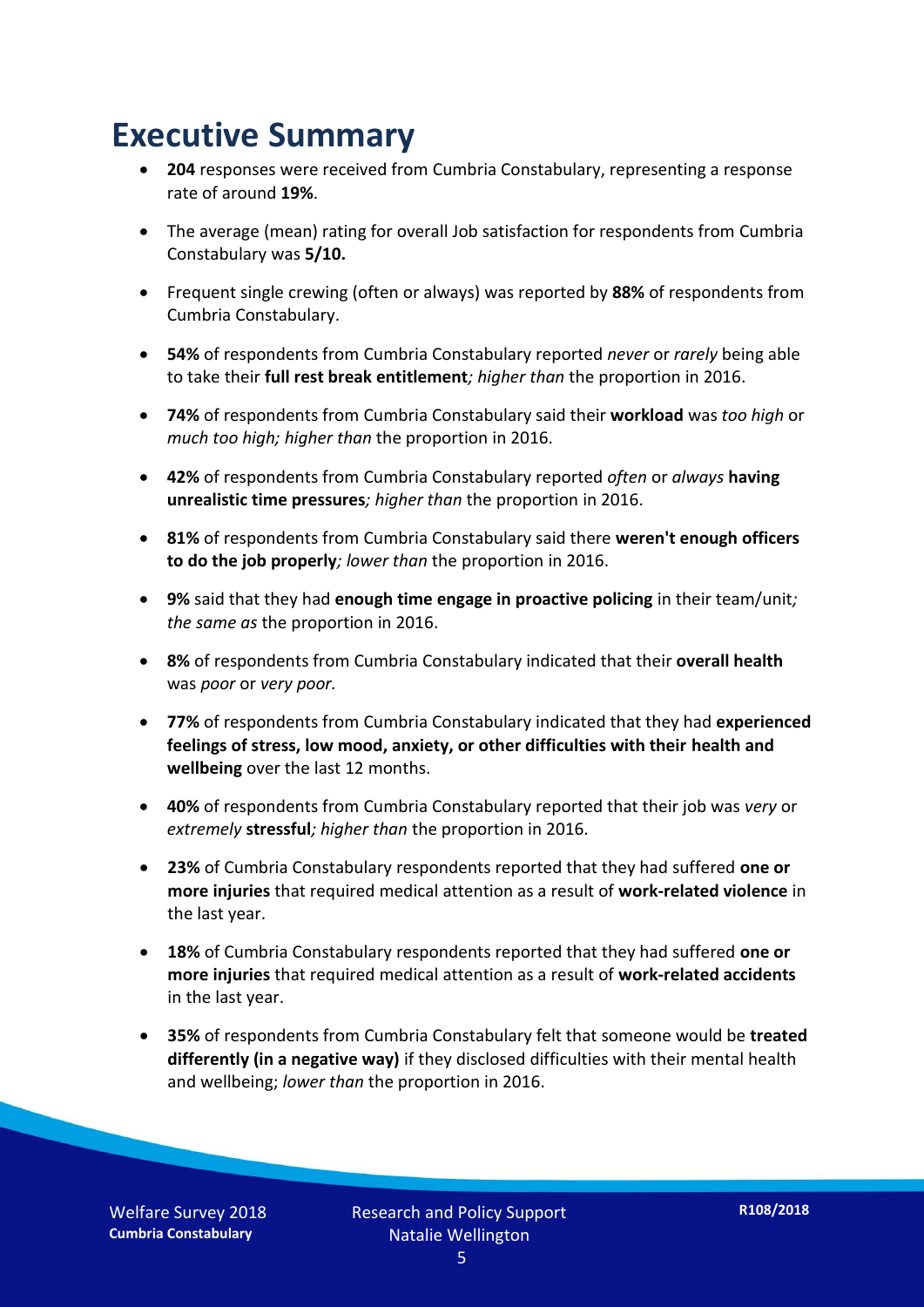# Executive Summary

- **204** responses were received from Cumbria Constabulary, representing a response rate of around **19%**.
- The average (mean) rating for overall Job satisfaction for respondents from Cumbria Constabulary was **5/10.**
- Frequent single crewing (often or always) was reported by **88%** of respondents from Cumbria Constabulary.
- **54%** of respondents from Cumbria Constabulary reported *never* or *rarely* being able to take their **full rest break entitlement***; higher than* the proportion in 2016.
- **74%** of respondents from Cumbria Constabulary said their **workload** was *too high* or *much too high; higher than* the proportion in 2016.
- **42%** of respondents from Cumbria Constabulary reported *often* or *always* **having unrealistic time pressures***; higher than* the proportion in 2016.
- **81%** of respondents from Cumbria Constabulary said there **weren't enough officers to do the job properly***; lower than* the proportion in 2016.
- **9%** said that they had **enough time engage in proactive policing** in their team/unit*; the same as* the proportion in 2016.
- **8%** of respondents from Cumbria Constabulary indicated that their **overall health** was *poor* or *very poor.*
- **77%** of respondents from Cumbria Constabulary indicated that they had **experienced feelings of stress, low mood, anxiety, or other difficulties with their health and wellbeing** over the last 12 months.
- **40%** of respondents from Cumbria Constabulary reported that their job was *very* or *extremely* **stressful***; higher than* the proportion in 2016.
- **23%** of Cumbria Constabulary respondents reported that they had suffered **one or more injuries** that required medical attention as a result of **work-related violence** in the last year.
- **18%** of Cumbria Constabulary respondents reported that they had suffered **one or more injuries** that required medical attention as a result of **work-related accidents** in the last year.
- **35%** of respondents from Cumbria Constabulary felt that someone would be **treated differently (in a negative way)** if they disclosed difficulties with their mental health and wellbeing; *lower than* the proportion in 2016.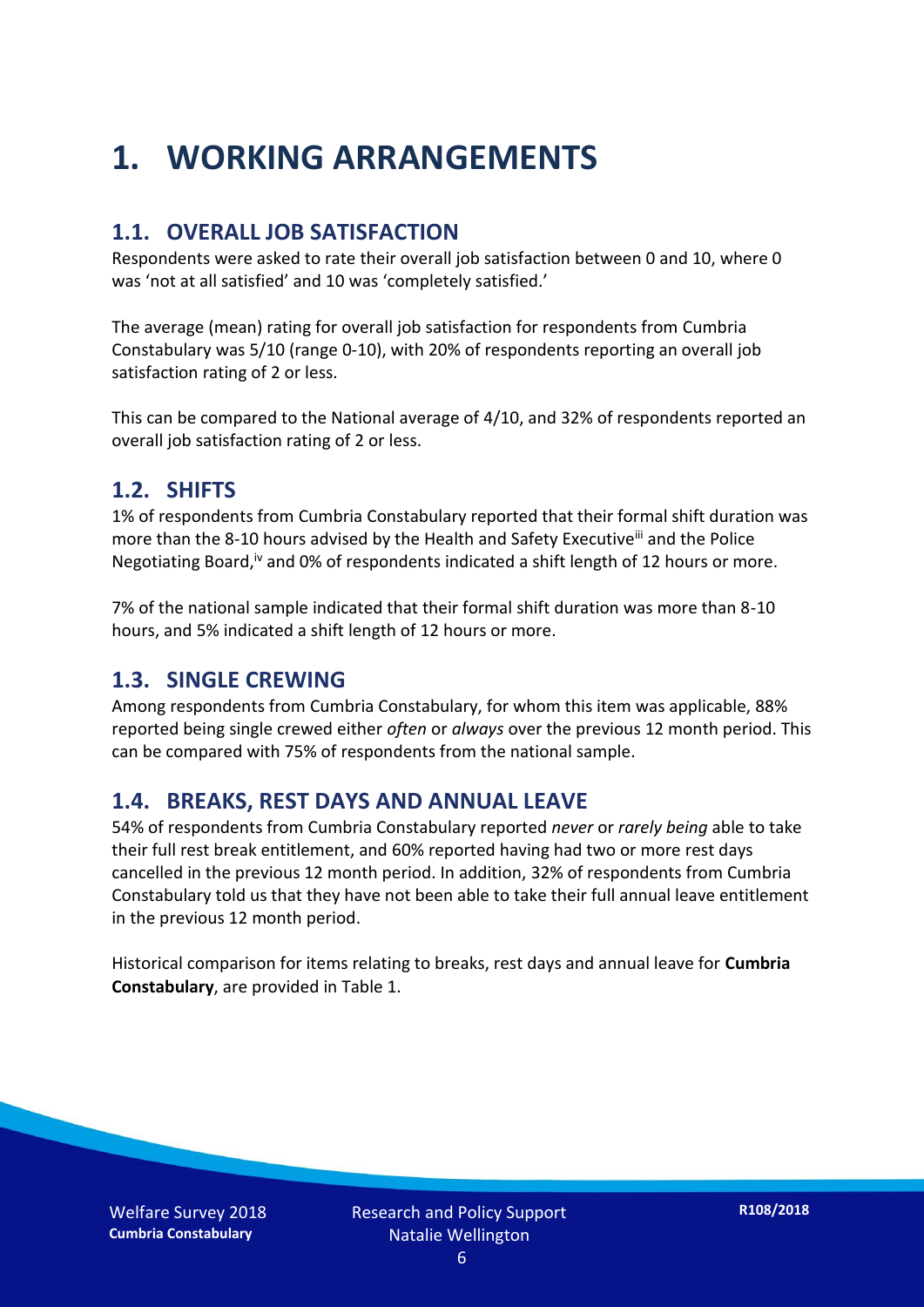# 1. WORKING ARRANGEMENTS

## 1.1. OVERALL JOB SATISFACTION

Respondents were asked to rate their overall job satisfaction between 0 and 10, where 0 was 'not at all satisfied' and 10 was 'completely satisfied.'

The average (mean) rating for overall job satisfaction for respondents from Cumbria Constabulary was 5/10 (range 0-10), with 20% of respondents reporting an overall job satisfaction rating of 2 or less.

This can be compared to the National average of 4/10, and 32% of respondents reported an overall job satisfaction rating of 2 or less.

## 1.2. SHIFTS

1% of respondents from Cumbria Constabulary reported that their formal shift duration was more than the 8-10 hours advised by the Health and Safety Executive[iii] and the Police Negotiating Board,[iv] and 0% of respondents indicated a shift length of 12 hours or more.

7% of the national sample indicated that their formal shift duration was more than 8-10 hours, and 5% indicated a shift length of 12 hours or more.

## 1.3. SINGLE CREWING

Among respondents from Cumbria Constabulary, for whom this item was applicable, 88% reported being single crewed either *often* or *always* over the previous 12 month period. This can be compared with 75% of respondents from the national sample.

## 1.4. BREAKS, REST DAYS AND ANNUAL LEAVE

54% of respondents from Cumbria Constabulary reported *never* or *rarely being* able to take their full rest break entitlement, and 60% reported having had two or more rest days cancelled in the previous 12 month period. In addition, 32% of respondents from Cumbria Constabulary told us that they have not been able to take their full annual leave entitlement in the previous 12 month period.

Historical comparison for items relating to breaks, rest days and annual leave for **Cumbria Constabulary**, are provided in Table 1.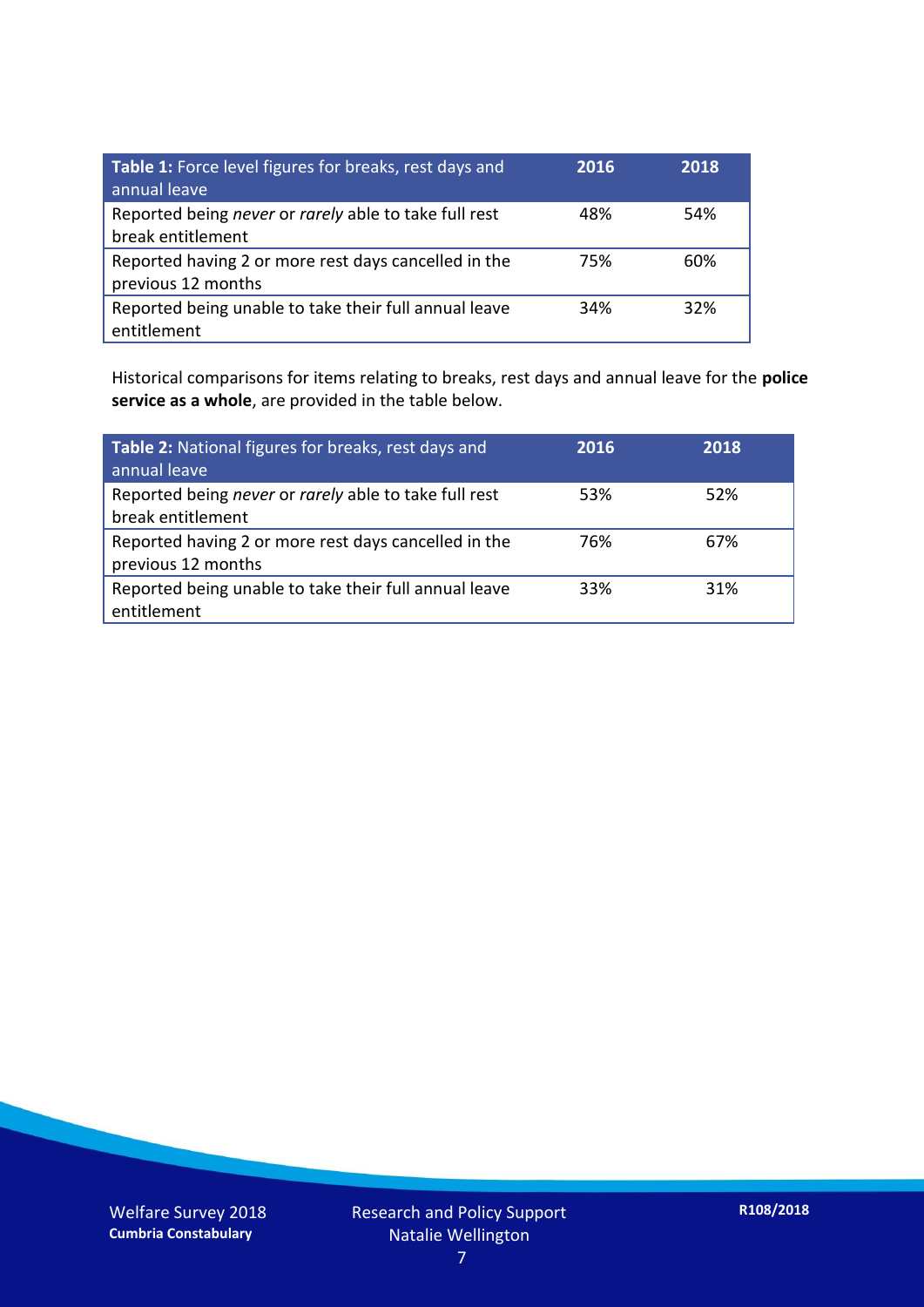| **Table 1:** Force level figures for breaks, rest days and annual leave | **2016** | **2018** |
|---|---|---|
| Reported being *never* or *rarely* able to take full rest break entitlement | 48% | 54% |
| Reported having 2 or more rest days cancelled in the previous 12 months | 75% | 60% |
| Reported being unable to take their full annual leave entitlement | 34% | 32% |

Historical comparisons for items relating to breaks, rest days and annual leave for the **police service as a whole**, are provided in the table below.

| **Table 2:** National figures for breaks, rest days and annual leave | **2016** | **2018** |
|---|---|---|
| Reported being *never* or *rarely* able to take full rest break entitlement | 53% | 52% |
| Reported having 2 or more rest days cancelled in the previous 12 months | 76% | 67% |
| Reported being unable to take their full annual leave entitlement | 33% | 31% |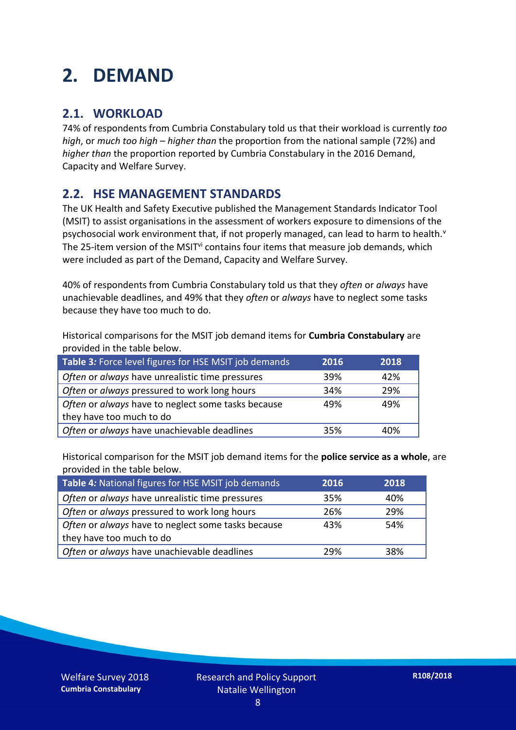# 2. DEMAND

## 2.1. WORKLOAD

74% of respondents from Cumbria Constabulary told us that their workload is currently *too high*, or *much too high* – *higher than* the proportion from the national sample (72%) and *higher than* the proportion reported by Cumbria Constabulary in the 2016 Demand, Capacity and Welfare Survey.

## 2.2. HSE MANAGEMENT STANDARDS

The UK Health and Safety Executive published the Management Standards Indicator Tool (MSIT) to assist organisations in the assessment of workers exposure to dimensions of the psychosocial work environment that, if not properly managed, can lead to harm to health.[v] The 25-item version of the MSIT[vi] contains four items that measure job demands, which were included as part of the Demand, Capacity and Welfare Survey.

40% of respondents from Cumbria Constabulary told us that they *often* or *always* have unachievable deadlines, and 49% that they *often* or *always* have to neglect some tasks because they have too much to do.

Historical comparisons for the MSIT job demand items for **Cumbria Constabulary** are provided in the table below.

| **Table 3:** Force level figures for HSE MSIT job demands | 2016 | 2018 |
|---|---|---|
| *Often* or *always* have unrealistic time pressures | 39% | 42% |
| *Often* or *always* pressured to work long hours | 34% | 29% |
| *Often* or *always* have to neglect some tasks because they have too much to do | 49% | 49% |
| *Often* or *always* have unachievable deadlines | 35% | 40% |

Historical comparison for the MSIT job demand items for the **police service as a whole**, are provided in the table below.

| **Table 4:** National figures for HSE MSIT job demands | 2016 | 2018 |
|---|---|---|
| *Often* or *always* have unrealistic time pressures | 35% | 40% |
| *Often* or *always* pressured to work long hours | 26% | 29% |
| *Often* or *always* have to neglect some tasks because they have too much to do | 43% | 54% |
| *Often* or *always* have unachievable deadlines | 29% | 38% |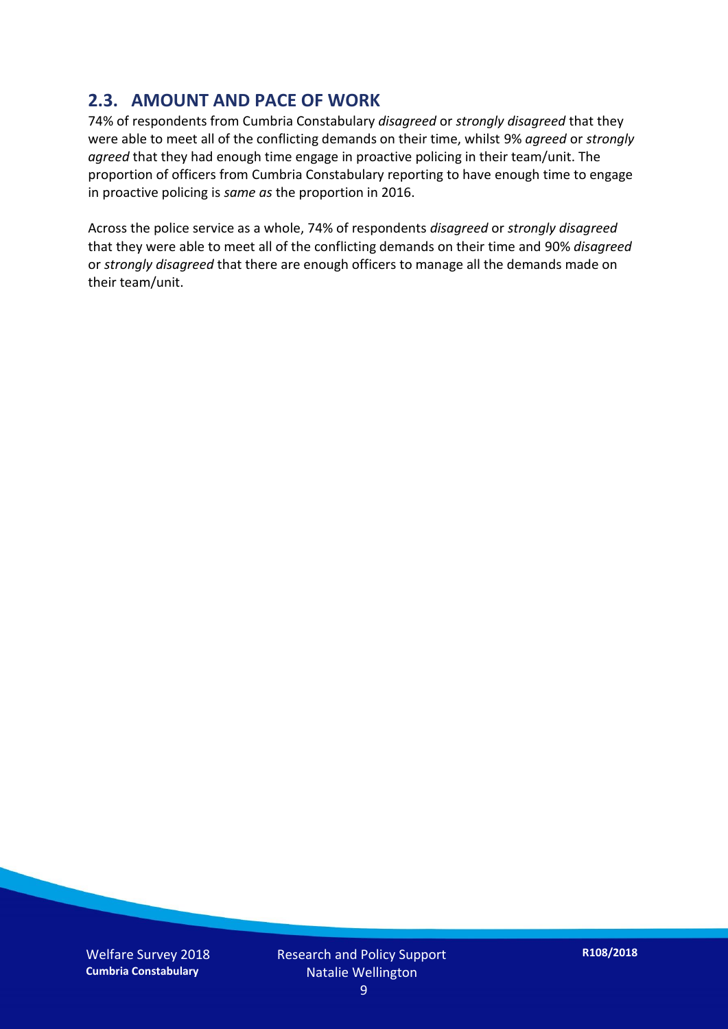## 2.3. AMOUNT AND PACE OF WORK

74% of respondents from Cumbria Constabulary *disagreed* or *strongly disagreed* that they were able to meet all of the conflicting demands on their time, whilst 9% *agreed* or *strongly agreed* that they had enough time engage in proactive policing in their team/unit. The proportion of officers from Cumbria Constabulary reporting to have enough time to engage in proactive policing is *same as* the proportion in 2016.

Across the police service as a whole, 74% of respondents *disagreed* or *strongly disagreed* that they were able to meet all of the conflicting demands on their time and 90% *disagreed* or *strongly disagreed* that there are enough officers to manage all the demands made on their team/unit.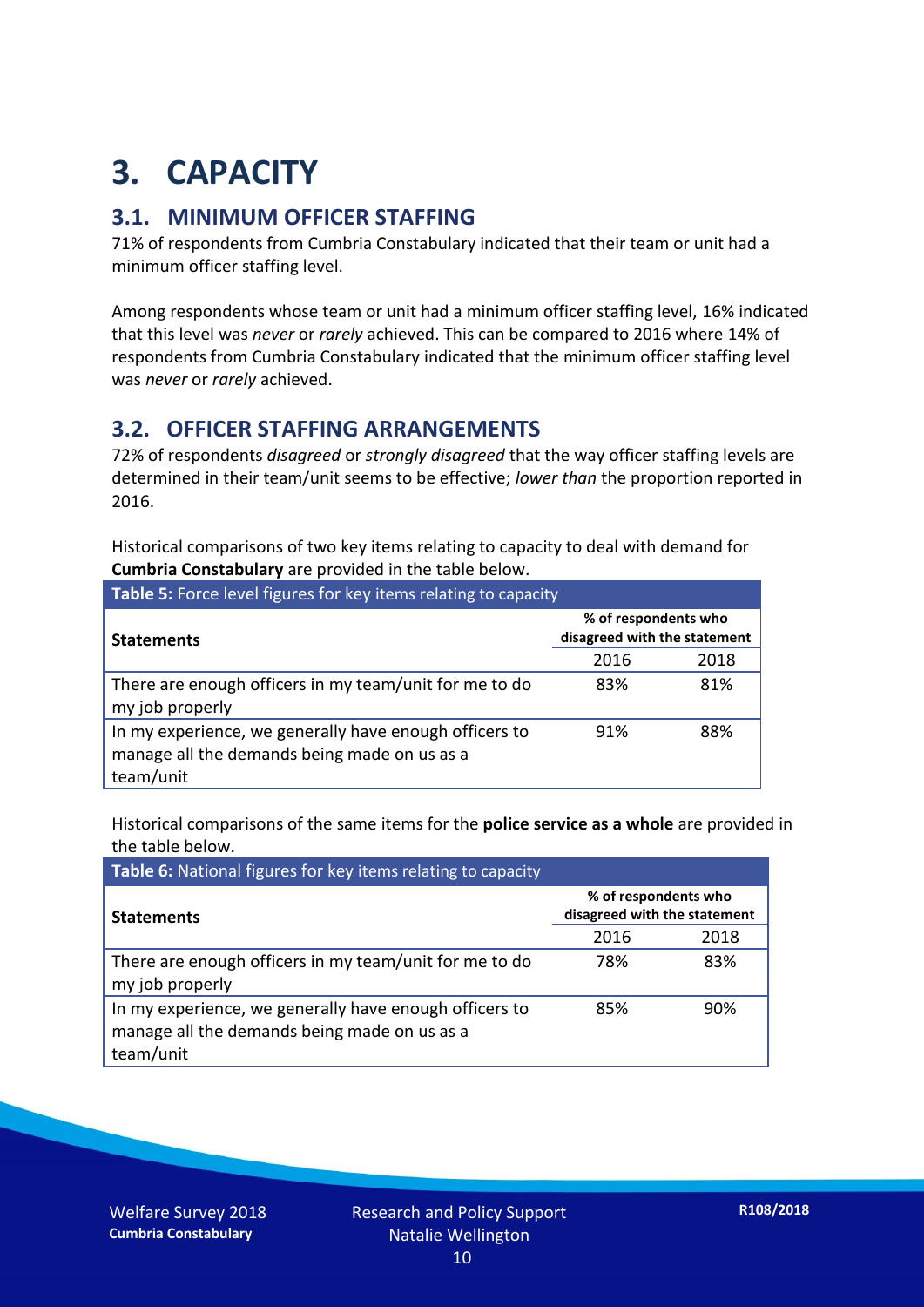# 3. CAPACITY

## 3.1. MINIMUM OFFICER STAFFING

71% of respondents from Cumbria Constabulary indicated that their team or unit had a minimum officer staffing level.

Among respondents whose team or unit had a minimum officer staffing level, 16% indicated that this level was *never* or *rarely* achieved. This can be compared to 2016 where 14% of respondents from Cumbria Constabulary indicated that the minimum officer staffing level was *never* or *rarely* achieved.

## 3.2. OFFICER STAFFING ARRANGEMENTS

72% of respondents *disagreed* or *strongly disagreed* that the way officer staffing levels are determined in their team/unit seems to be effective; *lower than* the proportion reported in 2016.

Historical comparisons of two key items relating to capacity to deal with demand for **Cumbria Constabulary** are provided in the table below.

**Table 5:** Force level figures for key items relating to capacity

| Statements | % of respondents who disagreed with the statement | |
|---|---|---|
| | 2016 | 2018 |
| There are enough officers in my team/unit for me to do my job properly | 83% | 81% |
| In my experience, we generally have enough officers to manage all the demands being made on us as a team/unit | 91% | 88% |

Historical comparisons of the same items for the **police service as a whole** are provided in the table below.

**Table 6:** National figures for key items relating to capacity

| Statements | % of respondents who disagreed with the statement | |
|---|---|---|
| | 2016 | 2018 |
| There are enough officers in my team/unit for me to do my job properly | 78% | 83% |
| In my experience, we generally have enough officers to manage all the demands being made on us as a team/unit | 85% | 90% |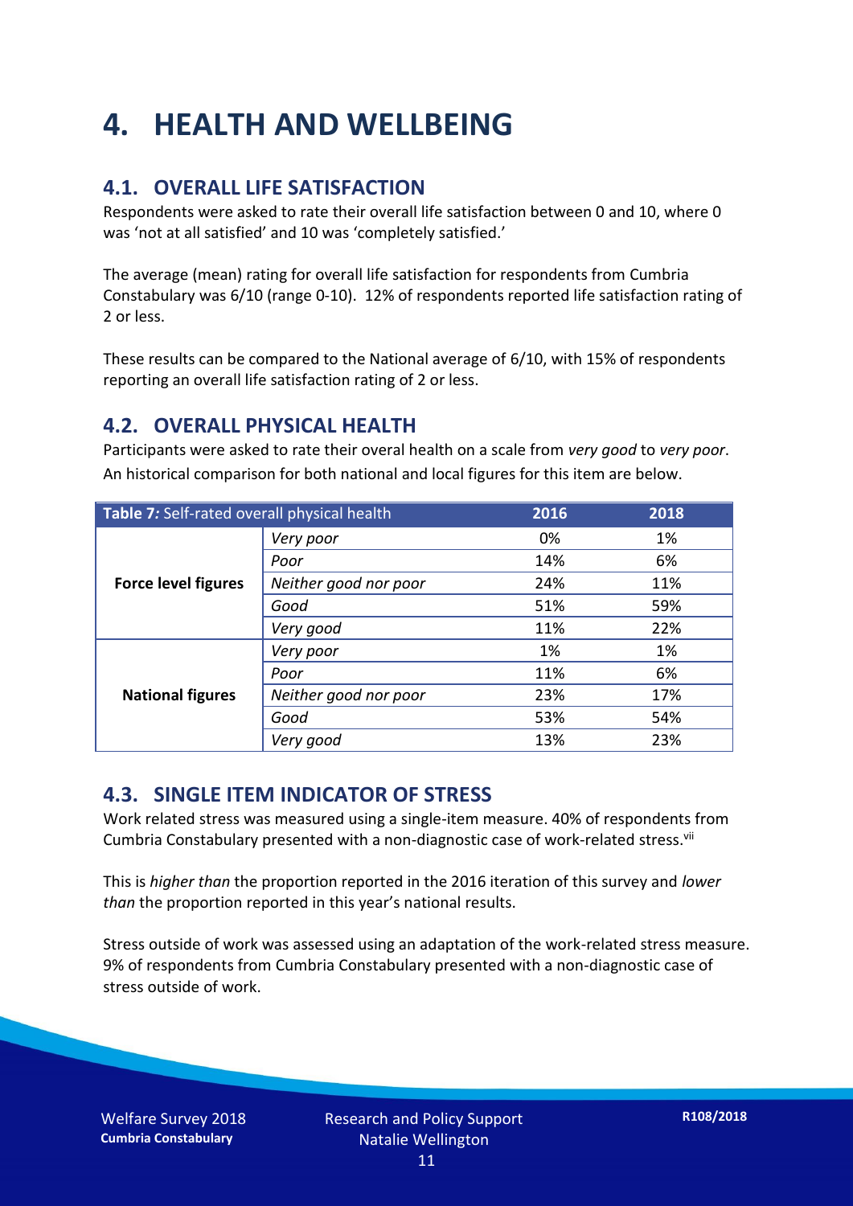# 4. HEALTH AND WELLBEING

## 4.1. OVERALL LIFE SATISFACTION

Respondents were asked to rate their overall life satisfaction between 0 and 10, where 0 was 'not at all satisfied' and 10 was 'completely satisfied.'

The average (mean) rating for overall life satisfaction for respondents from Cumbria Constabulary was 6/10 (range 0-10). 12% of respondents reported life satisfaction rating of 2 or less.

These results can be compared to the National average of 6/10, with 15% of respondents reporting an overall life satisfaction rating of 2 or less.

## 4.2. OVERALL PHYSICAL HEALTH

Participants were asked to rate their overal health on a scale from *very good* to *very poor*. An historical comparison for both national and local figures for this item are below.

| **Table 7:** Self-rated overall physical health | | 2016 | 2018 |
|---|---|---|---|
| **Force level figures** | *Very poor* | 0% | 1% |
| | *Poor* | 14% | 6% |
| | *Neither good nor poor* | 24% | 11% |
| | *Good* | 51% | 59% |
| | *Very good* | 11% | 22% |
| **National figures** | *Very poor* | 1% | 1% |
| | *Poor* | 11% | 6% |
| | *Neither good nor poor* | 23% | 17% |
| | *Good* | 53% | 54% |
| | *Very good* | 13% | 23% |

## 4.3. SINGLE ITEM INDICATOR OF STRESS

Work related stress was measured using a single-item measure. 40% of respondents from Cumbria Constabulary presented with a non-diagnostic case of work-related stress.[vii]

This is *higher than* the proportion reported in the 2016 iteration of this survey and *lower than* the proportion reported in this year's national results.

Stress outside of work was assessed using an adaptation of the work-related stress measure. 9% of respondents from Cumbria Constabulary presented with a non-diagnostic case of stress outside of work.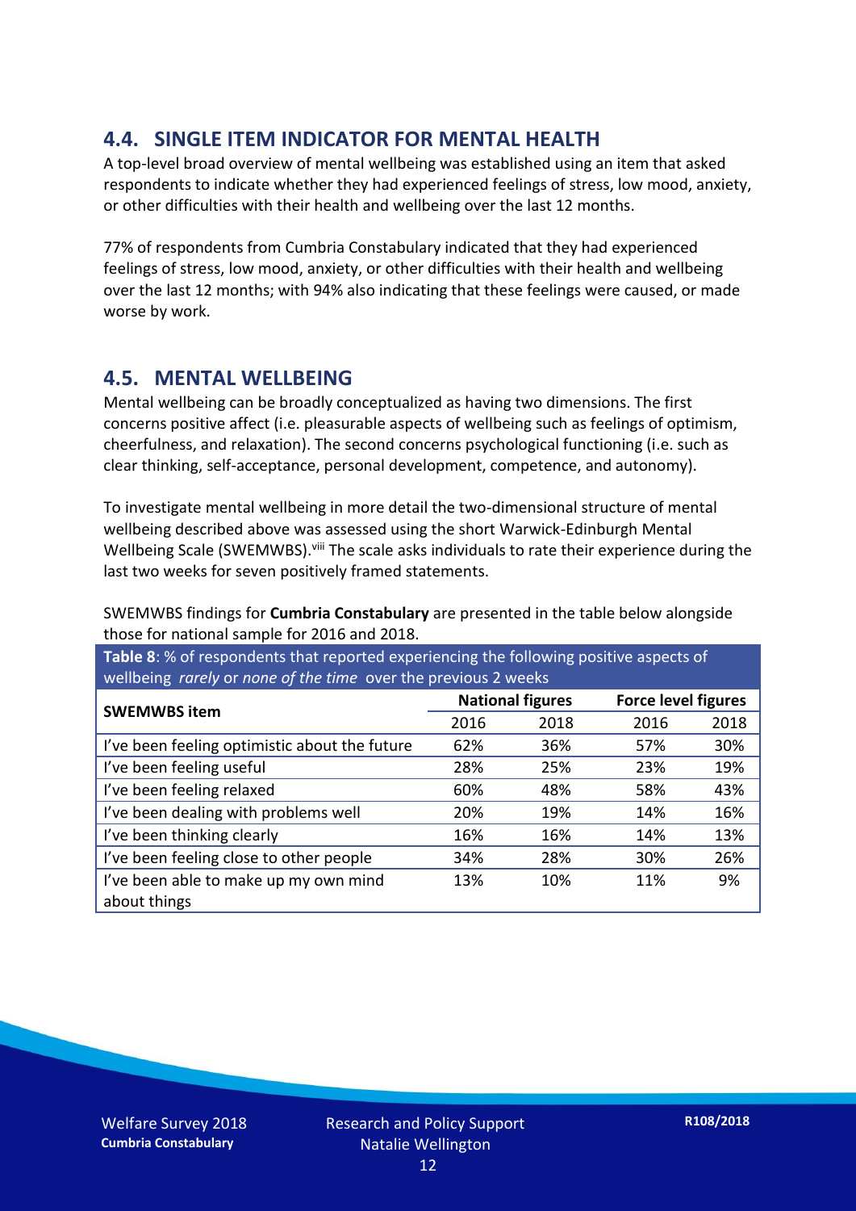## 4.4. SINGLE ITEM INDICATOR FOR MENTAL HEALTH

A top-level broad overview of mental wellbeing was established using an item that asked respondents to indicate whether they had experienced feelings of stress, low mood, anxiety, or other difficulties with their health and wellbeing over the last 12 months.

77% of respondents from Cumbria Constabulary indicated that they had experienced feelings of stress, low mood, anxiety, or other difficulties with their health and wellbeing over the last 12 months; with 94% also indicating that these feelings were caused, or made worse by work.

## 4.5. MENTAL WELLBEING

Mental wellbeing can be broadly conceptualized as having two dimensions. The first concerns positive affect (i.e. pleasurable aspects of wellbeing such as feelings of optimism, cheerfulness, and relaxation). The second concerns psychological functioning (i.e. such as clear thinking, self-acceptance, personal development, competence, and autonomy).

To investigate mental wellbeing in more detail the two-dimensional structure of mental wellbeing described above was assessed using the short Warwick-Edinburgh Mental Wellbeing Scale (SWEMWBS).[viii] The scale asks individuals to rate their experience during the last two weeks for seven positively framed statements.

SWEMWBS findings for **Cumbria Constabulary** are presented in the table below alongside those for national sample for 2016 and 2018.

**Table 8**: % of respondents that reported experiencing the following positive aspects of wellbeing *rarely* or *none of the time* over the previous 2 weeks

| SWEMWBS item | National figures | | Force level figures | |
|---|---|---|---|---|
| | 2016 | 2018 | 2016 | 2018 |
| I've been feeling optimistic about the future | 62% | 36% | 57% | 30% |
| I've been feeling useful | 28% | 25% | 23% | 19% |
| I've been feeling relaxed | 60% | 48% | 58% | 43% |
| I've been dealing with problems well | 20% | 19% | 14% | 16% |
| I've been thinking clearly | 16% | 16% | 14% | 13% |
| I've been feeling close to other people | 34% | 28% | 30% | 26% |
| I've been able to make up my own mind about things | 13% | 10% | 11% | 9% |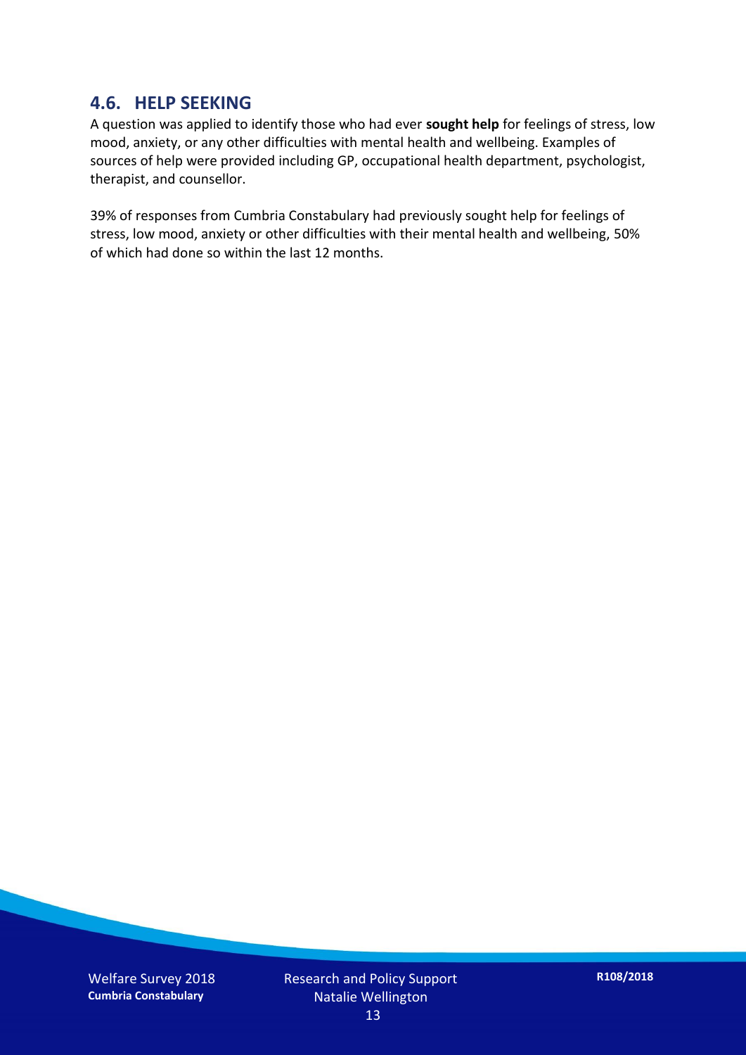## 4.6. HELP SEEKING

A question was applied to identify those who had ever **sought help** for feelings of stress, low mood, anxiety, or any other difficulties with mental health and wellbeing. Examples of sources of help were provided including GP, occupational health department, psychologist, therapist, and counsellor.

39% of responses from Cumbria Constabulary had previously sought help for feelings of stress, low mood, anxiety or other difficulties with their mental health and wellbeing, 50% of which had done so within the last 12 months.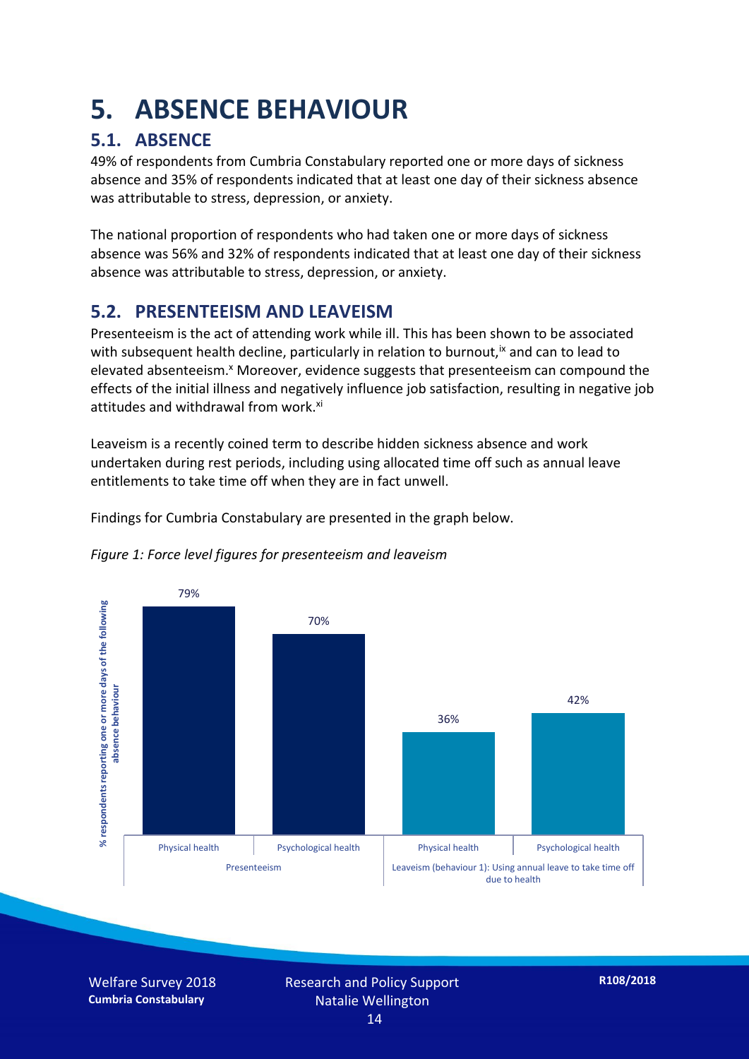# 5. ABSENCE BEHAVIOUR

## 5.1. ABSENCE

49% of respondents from Cumbria Constabulary reported one or more days of sickness absence and 35% of respondents indicated that at least one day of their sickness absence was attributable to stress, depression, or anxiety.

The national proportion of respondents who had taken one or more days of sickness absence was 56% and 32% of respondents indicated that at least one day of their sickness absence was attributable to stress, depression, or anxiety.

## 5.2. PRESENTEEISM AND LEAVEISM

Presenteeism is the act of attending work while ill. This has been shown to be associated with subsequent health decline, particularly in relation to burnout,[ix] and can to lead to elevated absenteeism.[x] Moreover, evidence suggests that presenteeism can compound the effects of the initial illness and negatively influence job satisfaction, resulting in negative job attitudes and withdrawal from work.[xi]

Leaveism is a recently coined term to describe hidden sickness absence and work undertaken during rest periods, including using allocated time off such as annual leave entitlements to take time off when they are in fact unwell.

Findings for Cumbria Constabulary are presented in the graph below.

*Figure 1: Force level figures for presenteeism and leaveism*

| % respondents reporting one or more days of the following absence behaviour | Physical health | Psychological health |
|---|---|---|
| Presenteeism | 79% | 70% |
| Leaveism (behaviour 1): Using annual leave to take time off due to health | 36% | 42% |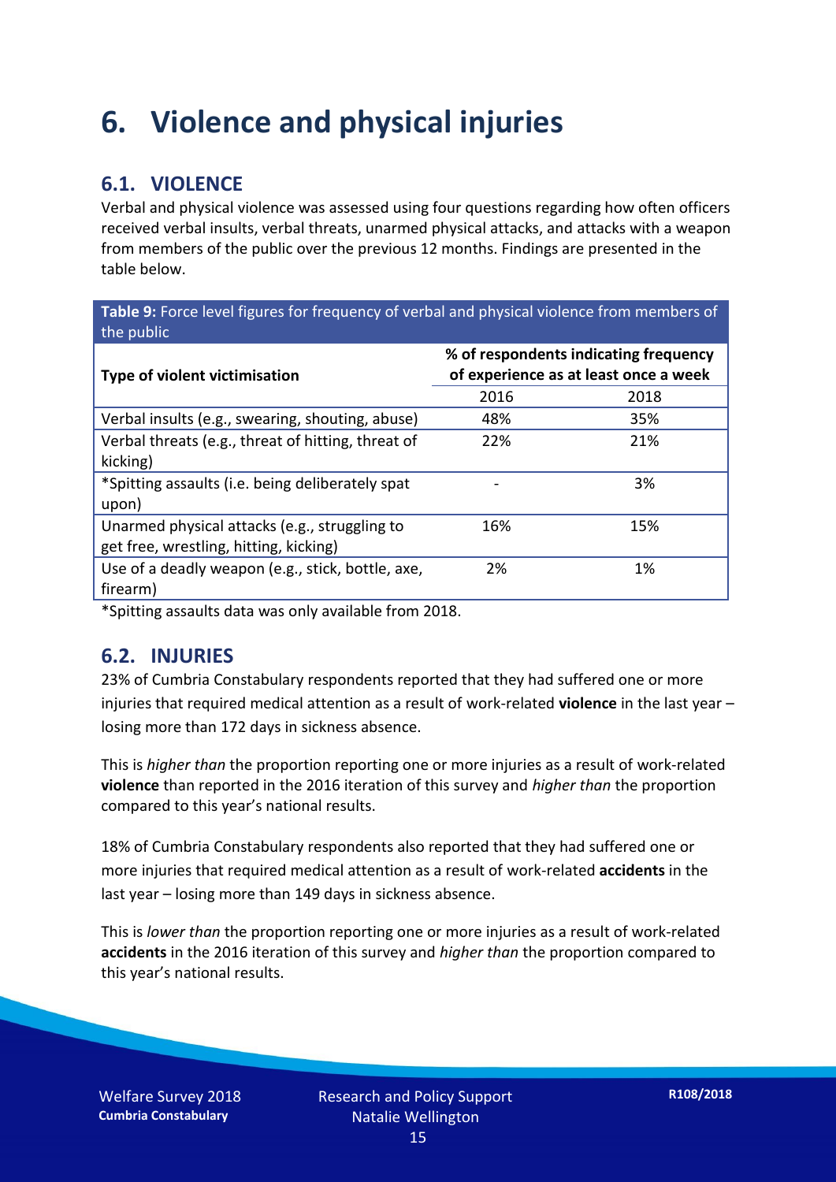# 6. Violence and physical injuries

## 6.1. VIOLENCE

Verbal and physical violence was assessed using four questions regarding how often officers received verbal insults, verbal threats, unarmed physical attacks, and attacks with a weapon from members of the public over the previous 12 months. Findings are presented in the table below.

**Table 9:** Force level figures for frequency of verbal and physical violence from members of the public

| Type of violent victimisation | % of respondents indicating frequency of experience as at least once a week | |
|---|---|---|
| | 2016 | 2018 |
| Verbal insults (e.g., swearing, shouting, abuse) | 48% | 35% |
| Verbal threats (e.g., threat of hitting, threat of kicking) | 22% | 21% |
| *Spitting assaults (i.e. being deliberately spat upon) | - | 3% |
| Unarmed physical attacks (e.g., struggling to get free, wrestling, hitting, kicking) | 16% | 15% |
| Use of a deadly weapon (e.g., stick, bottle, axe, firearm) | 2% | 1% |

*Spitting assaults data was only available from 2018.

## 6.2. INJURIES

23% of Cumbria Constabulary respondents reported that they had suffered one or more injuries that required medical attention as a result of work-related **violence** in the last year – losing more than 172 days in sickness absence.

This is *higher than* the proportion reporting one or more injuries as a result of work-related **violence** than reported in the 2016 iteration of this survey and *higher than* the proportion compared to this year's national results.

18% of Cumbria Constabulary respondents also reported that they had suffered one or more injuries that required medical attention as a result of work-related **accidents** in the last year – losing more than 149 days in sickness absence.

This is *lower than* the proportion reporting one or more injuries as a result of work-related **accidents** in the 2016 iteration of this survey and *higher than* the proportion compared to this year's national results.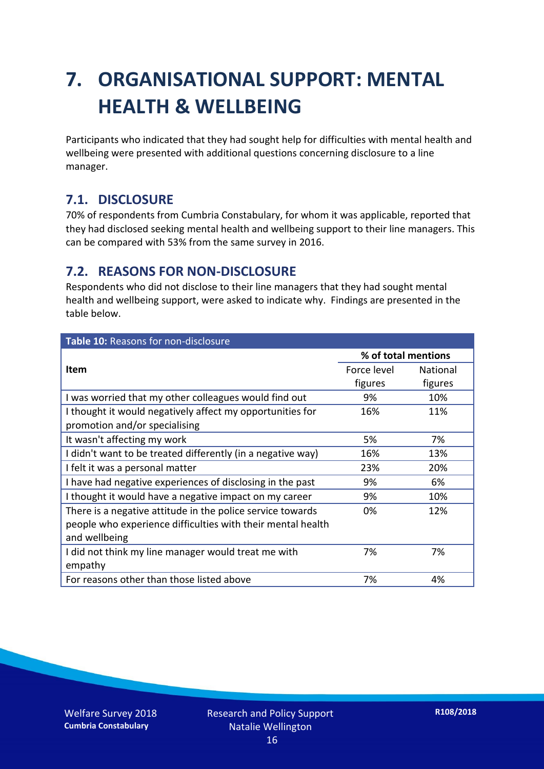# 7. ORGANISATIONAL SUPPORT: MENTAL HEALTH & WELLBEING

Participants who indicated that they had sought help for difficulties with mental health and wellbeing were presented with additional questions concerning disclosure to a line manager.

## 7.1. DISCLOSURE

70% of respondents from Cumbria Constabulary, for whom it was applicable, reported that they had disclosed seeking mental health and wellbeing support to their line managers. This can be compared with 53% from the same survey in 2016.

## 7.2. REASONS FOR NON-DISCLOSURE

Respondents who did not disclose to their line managers that they had sought mental health and wellbeing support, were asked to indicate why. Findings are presented in the table below.

**Table 10:** Reasons for non-disclosure

| Item | % of total mentions | |
|---|---|---|
| | Force level figures | National figures |
| I was worried that my other colleagues would find out | 9% | 10% |
| I thought it would negatively affect my opportunities for promotion and/or specialising | 16% | 11% |
| It wasn't affecting my work | 5% | 7% |
| I didn't want to be treated differently (in a negative way) | 16% | 13% |
| I felt it was a personal matter | 23% | 20% |
| I have had negative experiences of disclosing in the past | 9% | 6% |
| I thought it would have a negative impact on my career | 9% | 10% |
| There is a negative attitude in the police service towards people who experience difficulties with their mental health and wellbeing | 0% | 12% |
| I did not think my line manager would treat me with empathy | 7% | 7% |
| For reasons other than those listed above | 7% | 4% |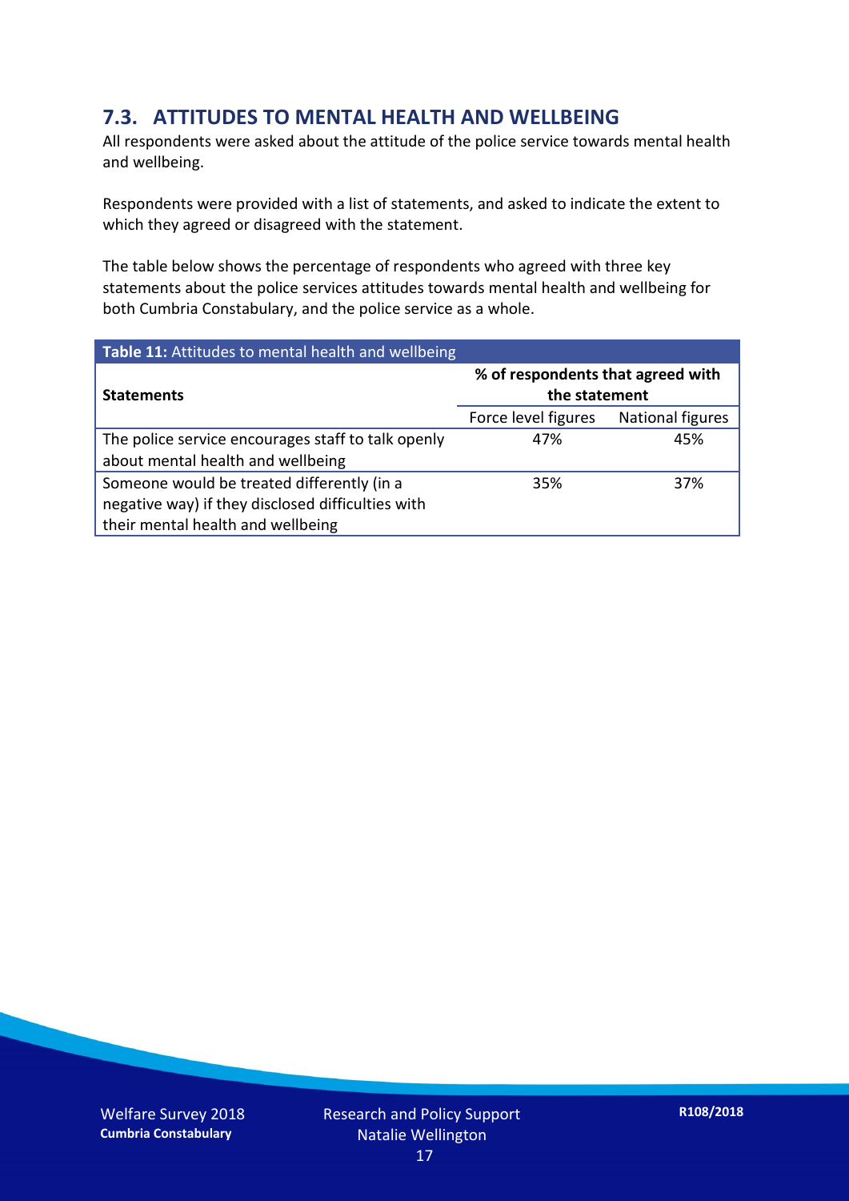## 7.3. ATTITUDES TO MENTAL HEALTH AND WELLBEING

All respondents were asked about the attitude of the police service towards mental health and wellbeing.

Respondents were provided with a list of statements, and asked to indicate the extent to which they agreed or disagreed with the statement.

The table below shows the percentage of respondents who agreed with three key statements about the police services attitudes towards mental health and wellbeing for both Cumbria Constabulary, and the police service as a whole.

**Table 11:** Attitudes to mental health and wellbeing

| **Statements** | **% of respondents that agreed with the statement** | |
|---|---|---|
| | Force level figures | National figures |
| The police service encourages staff to talk openly about mental health and wellbeing | 47% | 45% |
| Someone would be treated differently (in a negative way) if they disclosed difficulties with their mental health and wellbeing | 35% | 37% |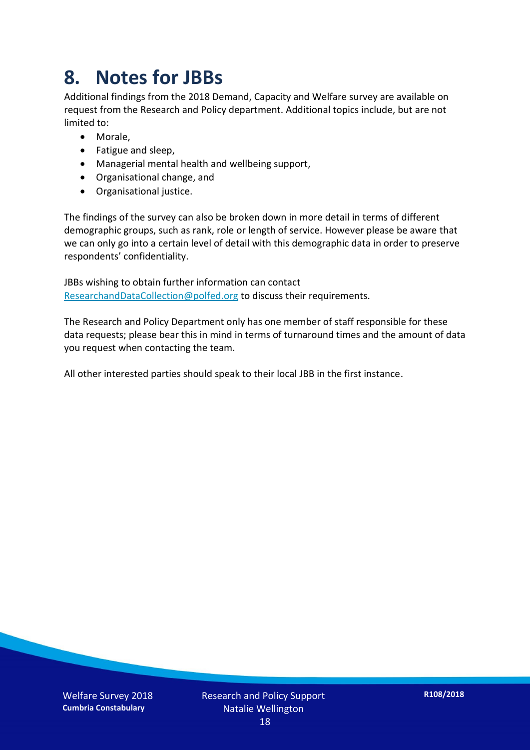# 8. Notes for JBBs

Additional findings from the 2018 Demand, Capacity and Welfare survey are available on request from the Research and Policy department. Additional topics include, but are not limited to:

- Morale,
- Fatigue and sleep,
- Managerial mental health and wellbeing support,
- Organisational change, and
- Organisational justice.

The findings of the survey can also be broken down in more detail in terms of different demographic groups, such as rank, role or length of service. However please be aware that we can only go into a certain level of detail with this demographic data in order to preserve respondents' confidentiality.

JBBs wishing to obtain further information can contact [ResearchandDataCollection@polfed.org](mailto:ResearchandDataCollection@polfed.org) to discuss their requirements.

The Research and Policy Department only has one member of staff responsible for these data requests; please bear this in mind in terms of turnaround times and the amount of data you request when contacting the team.

All other interested parties should speak to their local JBB in the first instance.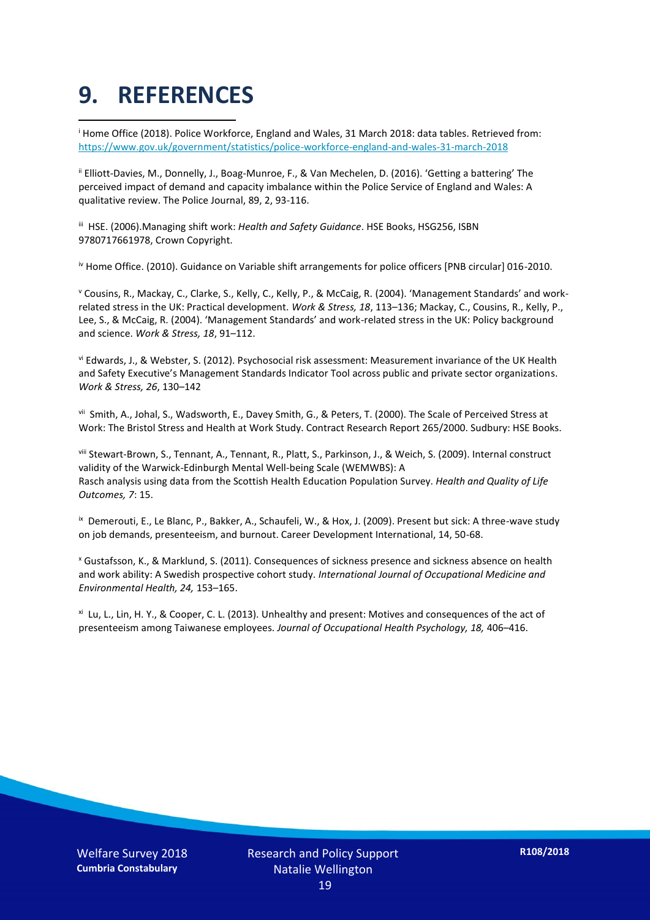# 9. REFERENCES

[i] Home Office (2018). Police Workforce, England and Wales, 31 March 2018: data tables. Retrieved from: https://www.gov.uk/government/statistics/police-workforce-england-and-wales-31-march-2018

[ii] Elliott-Davies, M., Donnelly, J., Boag-Munroe, F., & Van Mechelen, D. (2016). 'Getting a battering' The perceived impact of demand and capacity imbalance within the Police Service of England and Wales: A qualitative review. The Police Journal, 89, 2, 93-116.

[iii] HSE. (2006).Managing shift work: *Health and Safety Guidance*. HSE Books, HSG256, ISBN 9780717661978, Crown Copyright.

[iv] Home Office. (2010). Guidance on Variable shift arrangements for police officers [PNB circular] 016-2010.

[v] Cousins, R., Mackay, C., Clarke, S., Kelly, C., Kelly, P., & McCaig, R. (2004). 'Management Standards' and work-related stress in the UK: Practical development. *Work & Stress, 18*, 113–136; Mackay, C., Cousins, R., Kelly, P., Lee, S., & McCaig, R. (2004). 'Management Standards' and work-related stress in the UK: Policy background and science. *Work & Stress, 18*, 91–112.

[vi] Edwards, J., & Webster, S. (2012). Psychosocial risk assessment: Measurement invariance of the UK Health and Safety Executive's Management Standards Indicator Tool across public and private sector organizations. *Work & Stress, 26*, 130–142

[vii] Smith, A., Johal, S., Wadsworth, E., Davey Smith, G., & Peters, T. (2000). The Scale of Perceived Stress at Work: The Bristol Stress and Health at Work Study. Contract Research Report 265/2000. Sudbury: HSE Books.

[viii] Stewart-Brown, S., Tennant, A., Tennant, R., Platt, S., Parkinson, J., & Weich, S. (2009). Internal construct validity of the Warwick-Edinburgh Mental Well-being Scale (WEMWBS): A Rasch analysis using data from the Scottish Health Education Population Survey. *Health and Quality of Life Outcomes, 7*: 15.

[ix] Demerouti, E., Le Blanc, P., Bakker, A., Schaufeli, W., & Hox, J. (2009). Present but sick: A three-wave study on job demands, presenteeism, and burnout. Career Development International, 14, 50-68.

[x] Gustafsson, K., & Marklund, S. (2011). Consequences of sickness presence and sickness absence on health and work ability: A Swedish prospective cohort study. *International Journal of Occupational Medicine and Environmental Health, 24,* 153–165.

[xi] Lu, L., Lin, H. Y., & Cooper, C. L. (2013). Unhealthy and present: Motives and consequences of the act of presenteeism among Taiwanese employees. *Journal of Occupational Health Psychology, 18,* 406–416.